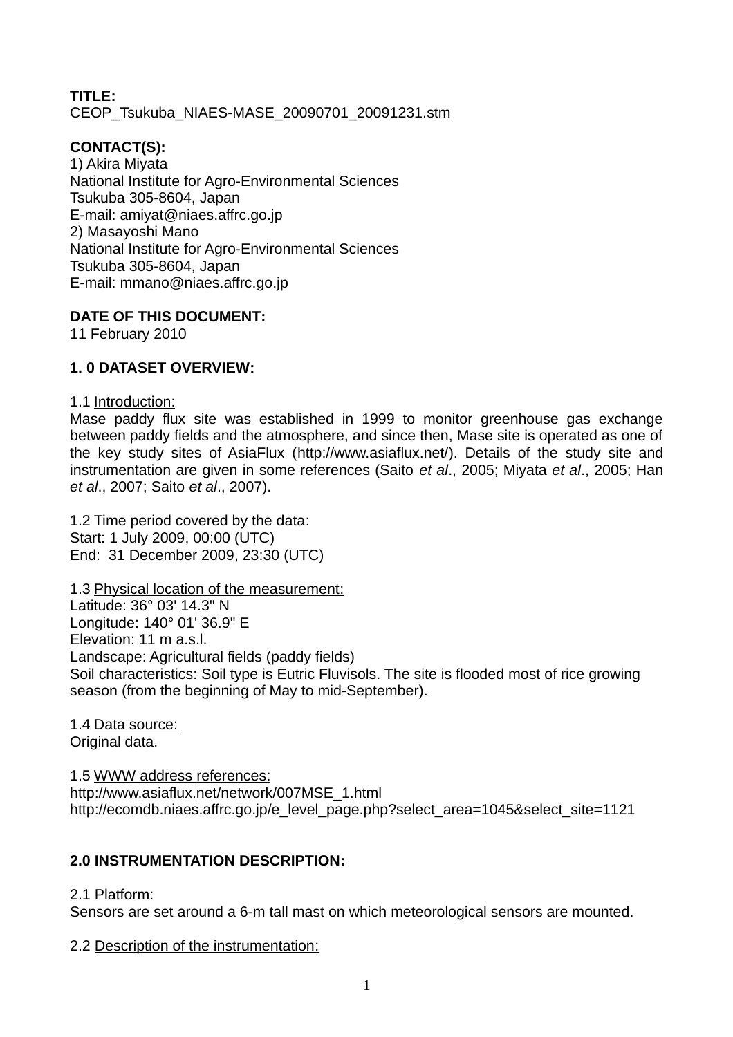**TITLE:**
CEOP_Tsukuba_NIAES-MASE_20090701_20091231.stm

**CONTACT(S):**
1) Akira Miyata
National Institute for Agro-Environmental Sciences
Tsukuba 305-8604, Japan
E-mail: amiyat@niaes.affrc.go.jp
2) Masayoshi Mano
National Institute for Agro-Environmental Sciences
Tsukuba 305-8604, Japan
E-mail: mmano@niaes.affrc.go.jp

**DATE OF THIS DOCUMENT:**
11 February 2010

## 1. 0 DATASET OVERVIEW:

1.1 Introduction:
Mase paddy flux site was established in 1999 to monitor greenhouse gas exchange between paddy fields and the atmosphere, and since then, Mase site is operated as one of the key study sites of AsiaFlux (http://www.asiaflux.net/). Details of the study site and instrumentation are given in some references (Saito *et al*., 2005; Miyata *et al*., 2005; Han *et al*., 2007; Saito *et al*., 2007).

1.2 Time period covered by the data:
Start: 1 July 2009, 00:00 (UTC)
End: 31 December 2009, 23:30 (UTC)

1.3 Physical location of the measurement:
Latitude: 36° 03' 14.3" N
Longitude: 140° 01' 36.9" E
Elevation: 11 m a.s.l.
Landscape: Agricultural fields (paddy fields)
Soil characteristics: Soil type is Eutric Fluvisols. The site is flooded most of rice growing season (from the beginning of May to mid-September).

1.4 Data source:
Original data.

1.5 WWW address references:
http://www.asiaflux.net/network/007MSE_1.html
http://ecomdb.niaes.affrc.go.jp/e_level_page.php?select_area=1045&select_site=1121

## 2.0 INSTRUMENTATION DESCRIPTION:

2.1 Platform:
Sensors are set around a 6-m tall mast on which meteorological sensors are mounted.

2.2 Description of the instrumentation: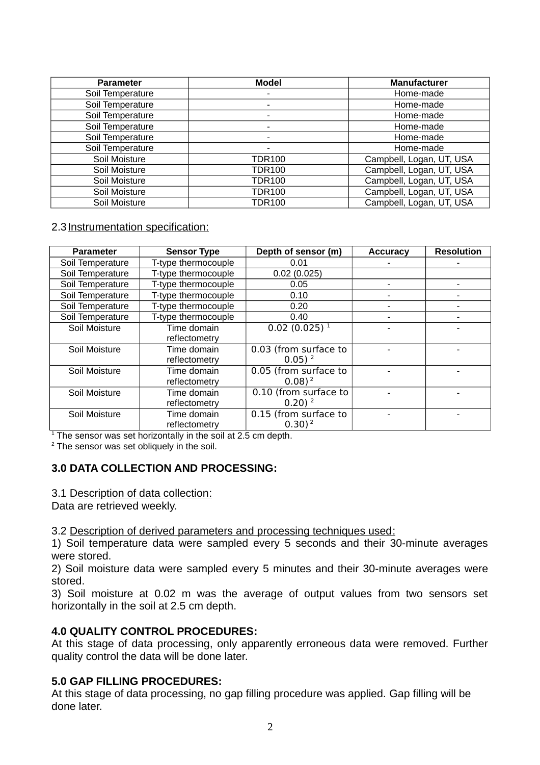| Parameter | Model | Manufacturer |
|---|---|---|
| Soil Temperature | - | Home-made |
| Soil Temperature | - | Home-made |
| Soil Temperature | - | Home-made |
| Soil Temperature | - | Home-made |
| Soil Temperature | - | Home-made |
| Soil Temperature | - | Home-made |
| Soil Moisture | TDR100 | Campbell, Logan, UT, USA |
| Soil Moisture | TDR100 | Campbell, Logan, UT, USA |
| Soil Moisture | TDR100 | Campbell, Logan, UT, USA |
| Soil Moisture | TDR100 | Campbell, Logan, UT, USA |
| Soil Moisture | TDR100 | Campbell, Logan, UT, USA |

2.3 Instrumentation specification:

| Parameter | Sensor Type | Depth of sensor (m) | Accuracy | Resolution |
|---|---|---|---|---|
| Soil Temperature | T-type thermocouple | 0.01 | - | - |
| Soil Temperature | T-type thermocouple | 0.02 (0.025) | | |
| Soil Temperature | T-type thermocouple | 0.05 | - | - |
| Soil Temperature | T-type thermocouple | 0.10 | - | - |
| Soil Temperature | T-type thermocouple | 0.20 | - | - |
| Soil Temperature | T-type thermocouple | 0.40 | - | - |
| Soil Moisture | Time domain reflectometry | 0.02 (0.025) [1] | - | - |
| Soil Moisture | Time domain reflectometry | 0.03 (from surface to 0.05) [2] | - | - |
| Soil Moisture | Time domain reflectometry | 0.05 (from surface to 0.08) [2] | - | - |
| Soil Moisture | Time domain reflectometry | 0.10 (from surface to 0.20) [2] | - | - |
| Soil Moisture | Time domain reflectometry | 0.15 (from surface to 0.30) [2] | - | - |

[1] The sensor was set horizontally in the soil at 2.5 cm depth.
[2] The sensor was set obliquely in the soil.

## 3.0 DATA COLLECTION AND PROCESSING:

3.1 Description of data collection:
Data are retrieved weekly.

3.2 Description of derived parameters and processing techniques used:
1) Soil temperature data were sampled every 5 seconds and their 30-minute averages were stored.
2) Soil moisture data were sampled every 5 minutes and their 30-minute averages were stored.
3) Soil moisture at 0.02 m was the average of output values from two sensors set horizontally in the soil at 2.5 cm depth.

## 4.0 QUALITY CONTROL PROCEDURES:

At this stage of data processing, only apparently erroneous data were removed. Further quality control the data will be done later.

## 5.0 GAP FILLING PROCEDURES:

At this stage of data processing, no gap filling procedure was applied. Gap filling will be done later.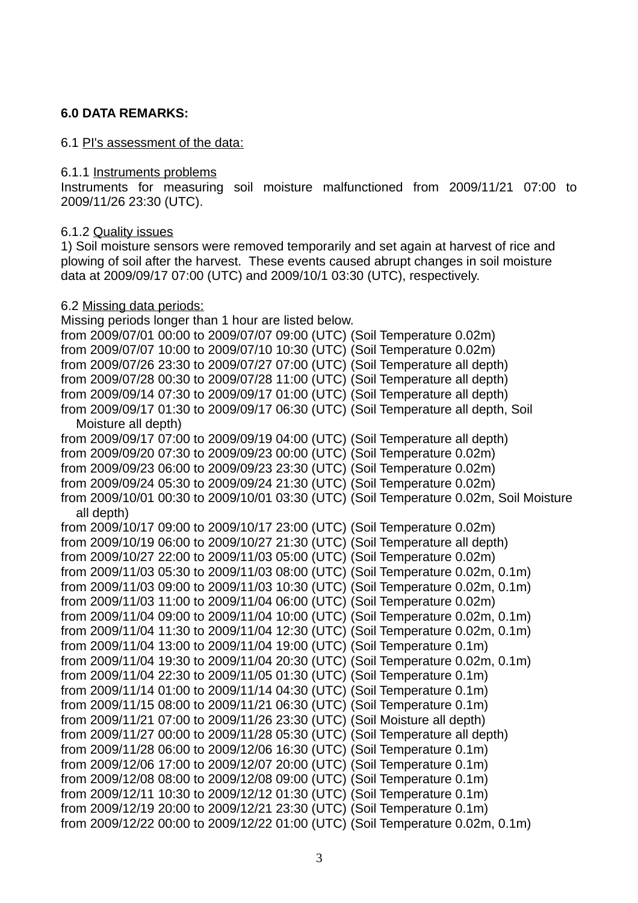**6.0 DATA REMARKS:**

6.1 PI's assessment of the data:

6.1.1 Instruments problems

Instruments for measuring soil moisture malfunctioned from 2009/11/21 07:00 to 2009/11/26 23:30 (UTC).

6.1.2 Quality issues

1) Soil moisture sensors were removed temporarily and set again at harvest of rice and plowing of soil after the harvest. These events caused abrupt changes in soil moisture data at 2009/09/17 07:00 (UTC) and 2009/10/1 03:30 (UTC), respectively.

6.2 Missing data periods:

Missing periods longer than 1 hour are listed below.

from 2009/07/01 00:00 to 2009/07/07 09:00 (UTC) (Soil Temperature 0.02m)
from 2009/07/07 10:00 to 2009/07/10 10:30 (UTC) (Soil Temperature 0.02m)
from 2009/07/26 23:30 to 2009/07/27 07:00 (UTC) (Soil Temperature all depth)
from 2009/07/28 00:30 to 2009/07/28 11:00 (UTC) (Soil Temperature all depth)
from 2009/09/14 07:30 to 2009/09/17 01:00 (UTC) (Soil Temperature all depth)
from 2009/09/17 01:30 to 2009/09/17 06:30 (UTC) (Soil Temperature all depth, Soil Moisture all depth)
from 2009/09/17 07:00 to 2009/09/19 04:00 (UTC) (Soil Temperature all depth)
from 2009/09/20 07:30 to 2009/09/23 00:00 (UTC) (Soil Temperature 0.02m)
from 2009/09/23 06:00 to 2009/09/23 23:30 (UTC) (Soil Temperature 0.02m)
from 2009/09/24 05:30 to 2009/09/24 21:30 (UTC) (Soil Temperature 0.02m)
from 2009/10/01 00:30 to 2009/10/01 03:30 (UTC) (Soil Temperature 0.02m, Soil Moisture all depth)
from 2009/10/17 09:00 to 2009/10/17 23:00 (UTC) (Soil Temperature 0.02m)
from 2009/10/19 06:00 to 2009/10/27 21:30 (UTC) (Soil Temperature all depth)
from 2009/10/27 22:00 to 2009/11/03 05:00 (UTC) (Soil Temperature 0.02m)
from 2009/11/03 05:30 to 2009/11/03 08:00 (UTC) (Soil Temperature 0.02m, 0.1m)
from 2009/11/03 09:00 to 2009/11/03 10:30 (UTC) (Soil Temperature 0.02m, 0.1m)
from 2009/11/03 11:00 to 2009/11/04 06:00 (UTC) (Soil Temperature 0.02m)
from 2009/11/04 09:00 to 2009/11/04 10:00 (UTC) (Soil Temperature 0.02m, 0.1m)
from 2009/11/04 11:30 to 2009/11/04 12:30 (UTC) (Soil Temperature 0.02m, 0.1m)
from 2009/11/04 13:00 to 2009/11/04 19:00 (UTC) (Soil Temperature 0.1m)
from 2009/11/04 19:30 to 2009/11/04 20:30 (UTC) (Soil Temperature 0.02m, 0.1m)
from 2009/11/04 22:30 to 2009/11/05 01:30 (UTC) (Soil Temperature 0.1m)
from 2009/11/14 01:00 to 2009/11/14 04:30 (UTC) (Soil Temperature 0.1m)
from 2009/11/15 08:00 to 2009/11/21 06:30 (UTC) (Soil Temperature 0.1m)
from 2009/11/21 07:00 to 2009/11/26 23:30 (UTC) (Soil Moisture all depth)
from 2009/11/27 00:00 to 2009/11/28 05:30 (UTC) (Soil Temperature all depth)
from 2009/11/28 06:00 to 2009/12/06 16:30 (UTC) (Soil Temperature 0.1m)
from 2009/12/06 17:00 to 2009/12/07 20:00 (UTC) (Soil Temperature 0.1m)
from 2009/12/08 08:00 to 2009/12/08 09:00 (UTC) (Soil Temperature 0.1m)
from 2009/12/11 10:30 to 2009/12/12 01:30 (UTC) (Soil Temperature 0.1m)
from 2009/12/19 20:00 to 2009/12/21 23:30 (UTC) (Soil Temperature 0.1m)
from 2009/12/22 00:00 to 2009/12/22 01:00 (UTC) (Soil Temperature 0.02m, 0.1m)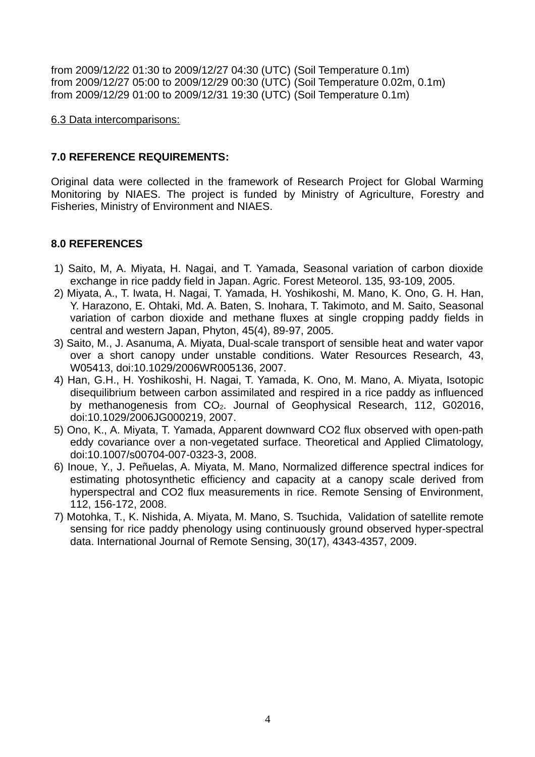from 2009/12/22 01:30 to 2009/12/27 04:30 (UTC) (Soil Temperature 0.1m)
from 2009/12/27 05:00 to 2009/12/29 00:30 (UTC) (Soil Temperature 0.02m, 0.1m)
from 2009/12/29 01:00 to 2009/12/31 19:30 (UTC) (Soil Temperature 0.1m)

6.3 Data intercomparisons:

## 7.0 REFERENCE REQUIREMENTS:

Original data were collected in the framework of Research Project for Global Warming Monitoring by NIAES. The project is funded by Ministry of Agriculture, Forestry and Fisheries, Ministry of Environment and NIAES.

## 8.0 REFERENCES

1) Saito, M, A. Miyata, H. Nagai, and T. Yamada, Seasonal variation of carbon dioxide exchange in rice paddy field in Japan. Agric. Forest Meteorol. 135, 93-109, 2005.
2) Miyata, A., T. Iwata, H. Nagai, T. Yamada, H. Yoshikoshi, M. Mano, K. Ono, G. H. Han, Y. Harazono, E. Ohtaki, Md. A. Baten, S. Inohara, T. Takimoto, and M. Saito, Seasonal variation of carbon dioxide and methane fluxes at single cropping paddy fields in central and western Japan, Phyton, 45(4), 89-97, 2005.
3) Saito, M., J. Asanuma, A. Miyata, Dual-scale transport of sensible heat and water vapor over a short canopy under unstable conditions. Water Resources Research, 43, W05413, doi:10.1029/2006WR005136, 2007.
4) Han, G.H., H. Yoshikoshi, H. Nagai, T. Yamada, K. Ono, M. Mano, A. Miyata, Isotopic disequilibrium between carbon assimilated and respired in a rice paddy as influenced by methanogenesis from $CO_2$. Journal of Geophysical Research, 112, G02016, doi:10.1029/2006JG000219, 2007.
5) Ono, K., A. Miyata, T. Yamada, Apparent downward CO2 flux observed with open-path eddy covariance over a non-vegetated surface. Theoretical and Applied Climatology, doi:10.1007/s00704-007-0323-3, 2008.
6) Inoue, Y., J. Peñuelas, A. Miyata, M. Mano, Normalized difference spectral indices for estimating photosynthetic efficiency and capacity at a canopy scale derived from hyperspectral and CO2 flux measurements in rice. Remote Sensing of Environment, 112, 156-172, 2008.
7) Motohka, T., K. Nishida, A. Miyata, M. Mano, S. Tsuchida, Validation of satellite remote sensing for rice paddy phenology using continuously ground observed hyper-spectral data. International Journal of Remote Sensing, 30(17), 4343-4357, 2009.